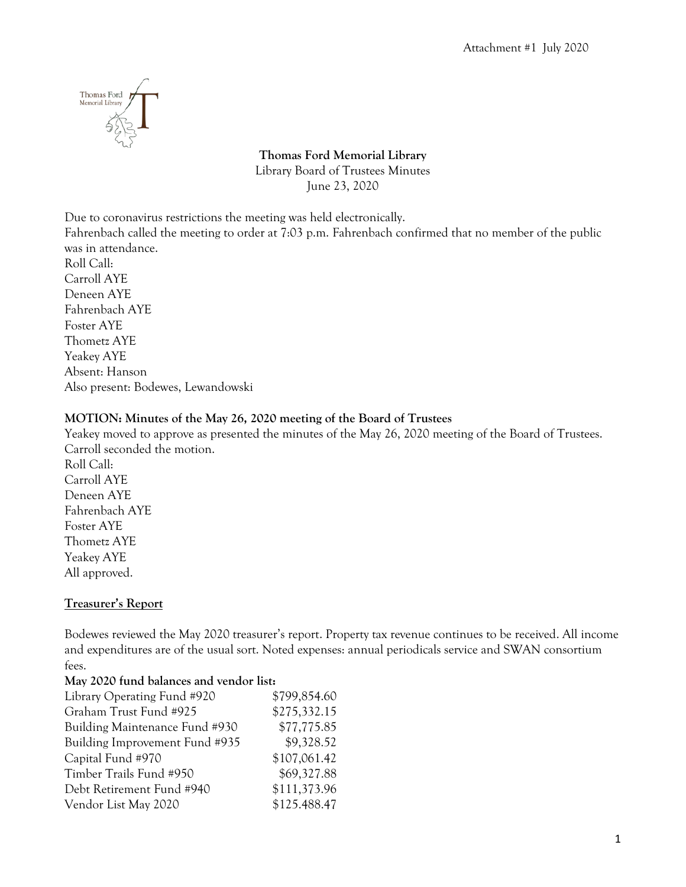Attachment #1 July 2020

**Thomas Ford Memorial Library**

Library Board of Trustees Minutes

June 23, 2020

Due to coronavirus restrictions the meeting was held electronically.
Fahrenbach called the meeting to order at 7:03 p.m. Fahrenbach confirmed that no member of the public was in attendance.
Roll Call:
Carroll AYE
Deneen AYE
Fahrenbach AYE
Foster AYE
Thometz AYE
Yeakey AYE
Absent: Hanson
Also present: Bodewes, Lewandowski

**MOTION: Minutes of the May 26, 2020 meeting of the Board of Trustees**

Yeakey moved to approve as presented the minutes of the May 26, 2020 meeting of the Board of Trustees. Carroll seconded the motion.
Roll Call:
Carroll AYE
Deneen AYE
Fahrenbach AYE
Foster AYE
Thometz AYE
Yeakey AYE
All approved.

**Treasurer's Report**

Bodewes reviewed the May 2020 treasurer's report. Property tax revenue continues to be received. All income and expenditures are of the usual sort. Noted expenses: annual periodicals service and SWAN consortium fees.

**May 2020 fund balances and vendor list:**

| | |
|---|---|
| Library Operating Fund #920 | $799,854.60 |
| Graham Trust Fund #925 | $275,332.15 |
| Building Maintenance Fund #930 | $77,775.85 |
| Building Improvement Fund #935 | $9,328.52 |
| Capital Fund #970 | $107,061.42 |
| Timber Trails Fund #950 | $69,327.88 |
| Debt Retirement Fund #940 | $111,373.96 |
| Vendor List May 2020 | $125.488.47 |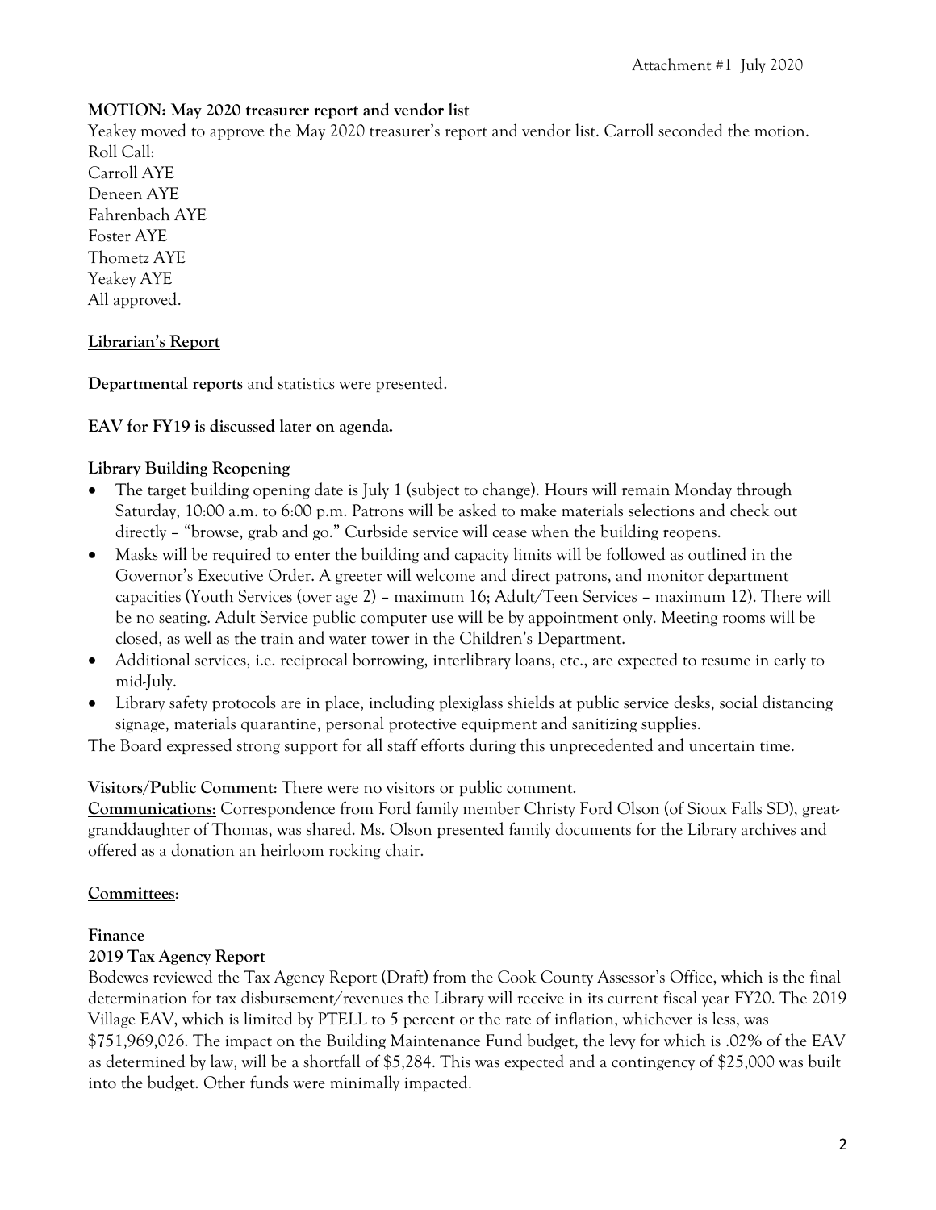Attachment #1 July 2020

**MOTION: May 2020 treasurer report and vendor list**

Yeakey moved to approve the May 2020 treasurer's report and vendor list. Carroll seconded the motion.
Roll Call:
Carroll AYE
Deneen AYE
Fahrenbach AYE
Foster AYE
Thometz AYE
Yeakey AYE
All approved.

**Librarian's Report**

**Departmental reports** and statistics were presented.

**EAV for FY19 is discussed later on agenda.**

**Library Building Reopening**

- The target building opening date is July 1 (subject to change). Hours will remain Monday through Saturday, 10:00 a.m. to 6:00 p.m. Patrons will be asked to make materials selections and check out directly – "browse, grab and go." Curbside service will cease when the building reopens.
- Masks will be required to enter the building and capacity limits will be followed as outlined in the Governor's Executive Order. A greeter will welcome and direct patrons, and monitor department capacities (Youth Services (over age 2) – maximum 16; Adult/Teen Services – maximum 12). There will be no seating. Adult Service public computer use will be by appointment only. Meeting rooms will be closed, as well as the train and water tower in the Children's Department.
- Additional services, i.e. reciprocal borrowing, interlibrary loans, etc., are expected to resume in early to mid-July.
- Library safety protocols are in place, including plexiglass shields at public service desks, social distancing signage, materials quarantine, personal protective equipment and sanitizing supplies.

The Board expressed strong support for all staff efforts during this unprecedented and uncertain time.

**Visitors/Public Comment**: There were no visitors or public comment.

**Communications**: Correspondence from Ford family member Christy Ford Olson (of Sioux Falls SD), great-granddaughter of Thomas, was shared. Ms. Olson presented family documents for the Library archives and offered as a donation an heirloom rocking chair.

**Committees**:

**Finance**

**2019 Tax Agency Report**

Bodewes reviewed the Tax Agency Report (Draft) from the Cook County Assessor's Office, which is the final determination for tax disbursement/revenues the Library will receive in its current fiscal year FY20. The 2019 Village EAV, which is limited by PTELL to 5 percent or the rate of inflation, whichever is less, was $751,969,026. The impact on the Building Maintenance Fund budget, the levy for which is .02% of the EAV as determined by law, will be a shortfall of $5,284. This was expected and a contingency of $25,000 was built into the budget. Other funds were minimally impacted.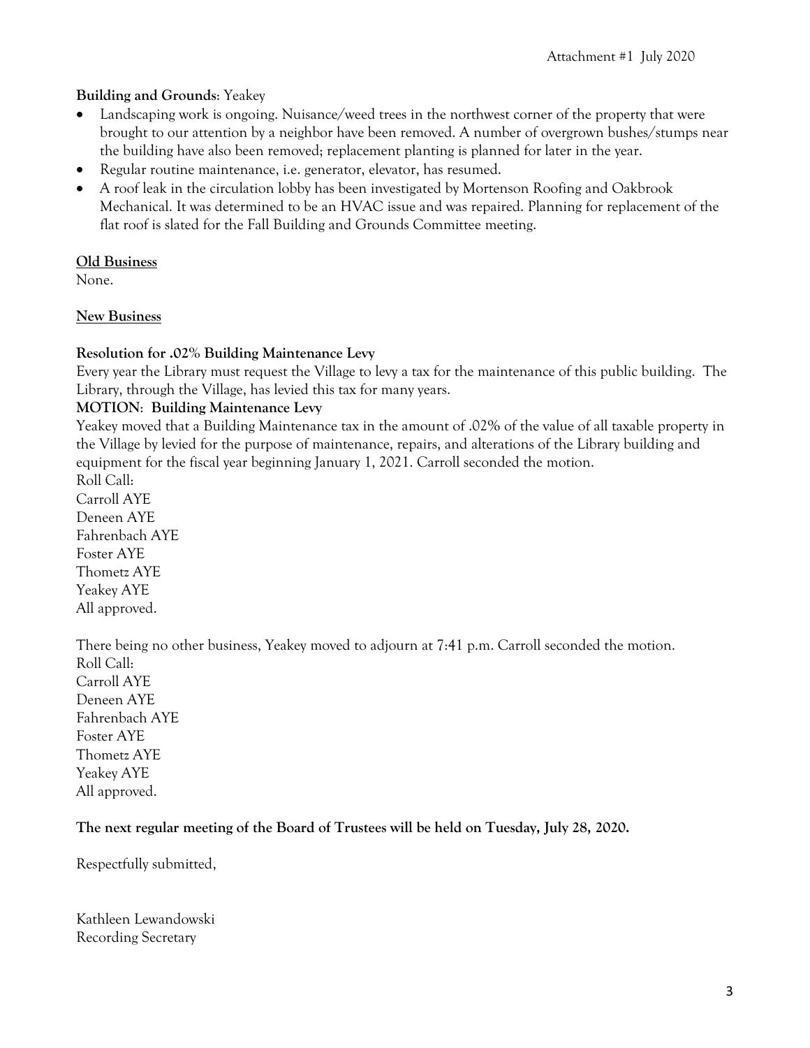Attachment #1 July 2020

**Building and Grounds**: Yeakey

- Landscaping work is ongoing. Nuisance/weed trees in the northwest corner of the property that were brought to our attention by a neighbor have been removed. A number of overgrown bushes/stumps near the building have also been removed; replacement planting is planned for later in the year.
- Regular routine maintenance, i.e. generator, elevator, has resumed.
- A roof leak in the circulation lobby has been investigated by Mortenson Roofing and Oakbrook Mechanical. It was determined to be an HVAC issue and was repaired. Planning for replacement of the flat roof is slated for the Fall Building and Grounds Committee meeting.

**Old Business**

None.

**New Business**

**Resolution for .02% Building Maintenance Levy**

Every year the Library must request the Village to levy a tax for the maintenance of this public building. The Library, through the Village, has levied this tax for many years.

**MOTION**: **Building Maintenance Levy**

Yeakey moved that a Building Maintenance tax in the amount of .02% of the value of all taxable property in the Village by levied for the purpose of maintenance, repairs, and alterations of the Library building and equipment for the fiscal year beginning January 1, 2021. Carroll seconded the motion.

Roll Call:
Carroll AYE
Deneen AYE
Fahrenbach AYE
Foster AYE
Thometz AYE
Yeakey AYE
All approved.

There being no other business, Yeakey moved to adjourn at 7:41 p.m. Carroll seconded the motion.

Roll Call:
Carroll AYE
Deneen AYE
Fahrenbach AYE
Foster AYE
Thometz AYE
Yeakey AYE
All approved.

**The next regular meeting of the Board of Trustees will be held on Tuesday, July 28, 2020.**

Respectfully submitted,

Kathleen Lewandowski
Recording Secretary